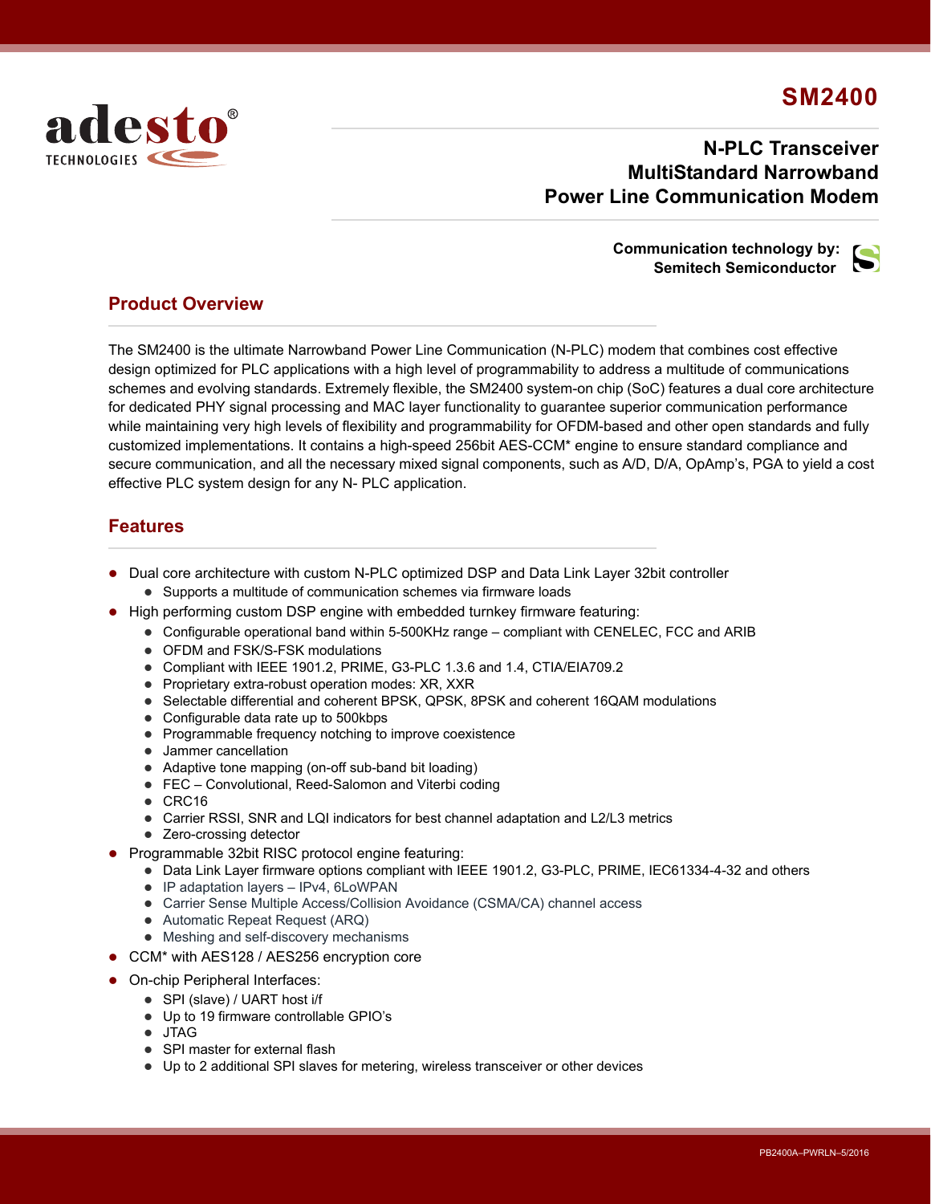# SM2400

## N-PLC Transceiver MultiStandard Narrowband Power Line Communication Modem

**Communication technology by: Semitech Semiconductor**

## Product Overview

The SM2400 is the ultimate Narrowband Power Line Communication (N-PLC) modem that combines cost effective design optimized for PLC applications with a high level of programmability to address a multitude of communications schemes and evolving standards. Extremely flexible, the SM2400 system-on chip (SoC) features a dual core architecture for dedicated PHY signal processing and MAC layer functionality to guarantee superior communication performance while maintaining very high levels of flexibility and programmability for OFDM-based and other open standards and fully customized implementations. It contains a high-speed 256bit AES-CCM* engine to ensure standard compliance and secure communication, and all the necessary mixed signal components, such as A/D, D/A, OpAmp's, PGA to yield a cost effective PLC system design for any N- PLC application.

## Features

- Dual core architecture with custom N-PLC optimized DSP and Data Link Layer 32bit controller
  - Supports a multitude of communication schemes via firmware loads
- High performing custom DSP engine with embedded turnkey firmware featuring:
  - Configurable operational band within 5-500KHz range – compliant with CENELEC, FCC and ARIB
  - OFDM and FSK/S-FSK modulations
  - Compliant with IEEE 1901.2, PRIME, G3-PLC 1.3.6 and 1.4, CTIA/EIA709.2
  - Proprietary extra-robust operation modes: XR, XXR
  - Selectable differential and coherent BPSK, QPSK, 8PSK and coherent 16QAM modulations
  - Configurable data rate up to 500kbps
  - Programmable frequency notching to improve coexistence
  - Jammer cancellation
  - Adaptive tone mapping (on-off sub-band bit loading)
  - FEC – Convolutional, Reed-Salomon and Viterbi coding
  - CRC16
  - Carrier RSSI, SNR and LQI indicators for best channel adaptation and L2/L3 metrics
  - Zero-crossing detector
- Programmable 32bit RISC protocol engine featuring:
  - Data Link Layer firmware options compliant with IEEE 1901.2, G3-PLC, PRIME, IEC61334-4-32 and others
  - IP adaptation layers – IPv4, 6LoWPAN
  - Carrier Sense Multiple Access/Collision Avoidance (CSMA/CA) channel access
  - Automatic Repeat Request (ARQ)
  - Meshing and self-discovery mechanisms
- CCM* with AES128 / AES256 encryption core
- On-chip Peripheral Interfaces:
  - SPI (slave) / UART host i/f
  - Up to 19 firmware controllable GPIO's
  - JTAG
  - SPI master for external flash
  - Up to 2 additional SPI slaves for metering, wireless transceiver or other devices

PB2400A–PWRLN–5/2016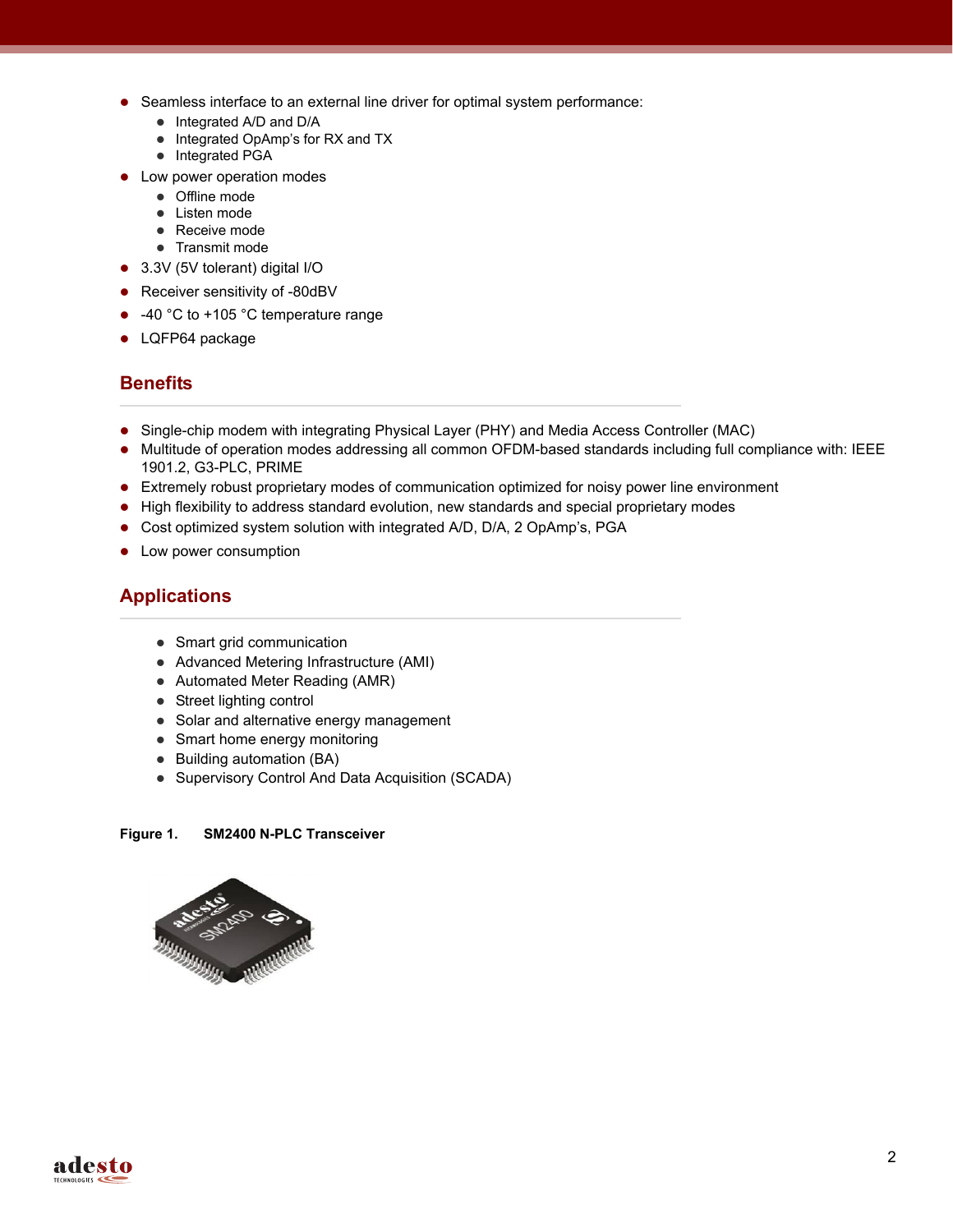- Seamless interface to an external line driver for optimal system performance:
  - Integrated A/D and D/A
  - Integrated OpAmp's for RX and TX
  - Integrated PGA
- Low power operation modes
  - Offline mode
  - Listen mode
  - Receive mode
  - Transmit mode
- 3.3V (5V tolerant) digital I/O
- Receiver sensitivity of -80dBV
- -40 °C to +105 °C temperature range
- LQFP64 package

## Benefits

- Single-chip modem with integrating Physical Layer (PHY) and Media Access Controller (MAC)
- Multitude of operation modes addressing all common OFDM-based standards including full compliance with: IEEE 1901.2, G3-PLC, PRIME
- Extremely robust proprietary modes of communication optimized for noisy power line environment
- High flexibility to address standard evolution, new standards and special proprietary modes
- Cost optimized system solution with integrated A/D, D/A, 2 OpAmp's, PGA
- Low power consumption

## Applications

- Smart grid communication
- Advanced Metering Infrastructure (AMI)
- Automated Meter Reading (AMR)
- Street lighting control
- Solar and alternative energy management
- Smart home energy monitoring
- Building automation (BA)
- Supervisory Control And Data Acquisition (SCADA)

**Figure 1. SM2400 N-PLC Transceiver**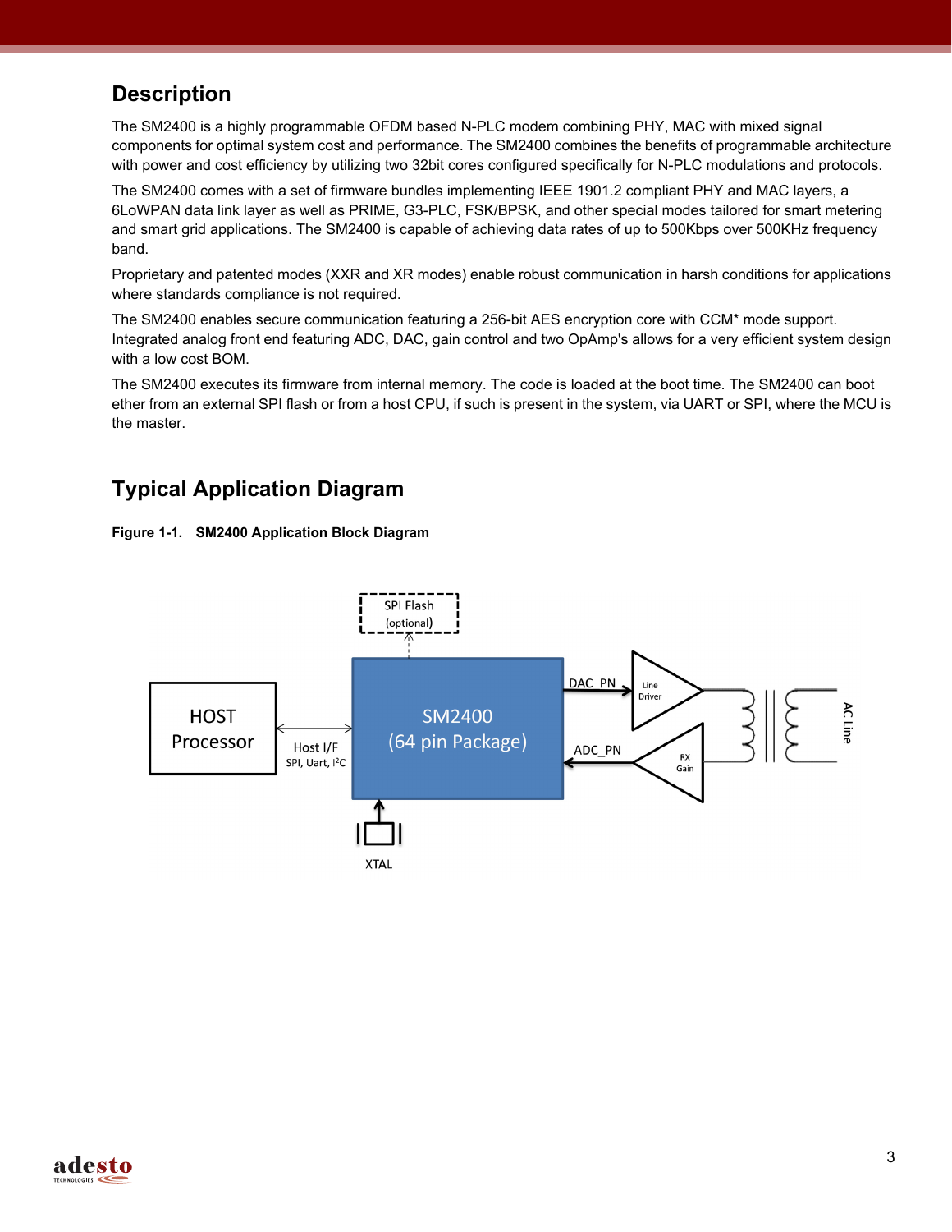## Description

The SM2400 is a highly programmable OFDM based N-PLC modem combining PHY, MAC with mixed signal components for optimal system cost and performance. The SM2400 combines the benefits of programmable architecture with power and cost efficiency by utilizing two 32bit cores configured specifically for N-PLC modulations and protocols.

The SM2400 comes with a set of firmware bundles implementing IEEE 1901.2 compliant PHY and MAC layers, a 6LoWPAN data link layer as well as PRIME, G3-PLC, FSK/BPSK, and other special modes tailored for smart metering and smart grid applications. The SM2400 is capable of achieving data rates of up to 500Kbps over 500KHz frequency band.

Proprietary and patented modes (XXR and XR modes) enable robust communication in harsh conditions for applications where standards compliance is not required.

The SM2400 enables secure communication featuring a 256-bit AES encryption core with CCM* mode support. Integrated analog front end featuring ADC, DAC, gain control and two OpAmp's allows for a very efficient system design with a low cost BOM.

The SM2400 executes its firmware from internal memory. The code is loaded at the boot time. The SM2400 can boot ether from an external SPI flash or from a host CPU, if such is present in the system, via UART or SPI, where the MCU is the master.

## Typical Application Diagram

**Figure 1-1. SM2400 Application Block Diagram**

SPI Flash (optional)

HOST Processor

Host I/F
SPI, Uart, I²C

SM2400 (64 pin Package)

DAC_PN

Line Driver

ADC_PN

RX Gain

AC Line

XTAL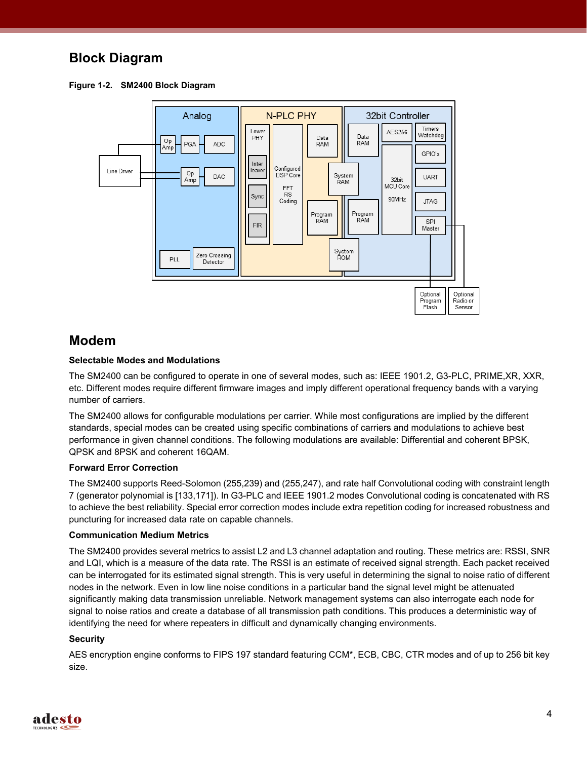## Block Diagram

**Figure 1-2. SM2400 Block Diagram**

# Modem

### Selectable Modes and Modulations

The SM2400 can be configured to operate in one of several modes, such as: IEEE 1901.2, G3-PLC, PRIME,XR, XXR, etc. Different modes require different firmware images and imply different operational frequency bands with a varying number of carriers.

The SM2400 allows for configurable modulations per carrier. While most configurations are implied by the different standards, special modes can be created using specific combinations of carriers and modulations to achieve best performance in given channel conditions. The following modulations are available: Differential and coherent BPSK, QPSK and 8PSK and coherent 16QAM.

### Forward Error Correction

The SM2400 supports Reed-Solomon (255,239) and (255,247), and rate half Convolutional coding with constraint length 7 (generator polynomial is [133,171]). In G3-PLC and IEEE 1901.2 modes Convolutional coding is concatenated with RS to achieve the best reliability. Special error correction modes include extra repetition coding for increased robustness and puncturing for increased data rate on capable channels.

### Communication Medium Metrics

The SM2400 provides several metrics to assist L2 and L3 channel adaptation and routing. These metrics are: RSSI, SNR and LQI, which is a measure of the data rate. The RSSI is an estimate of received signal strength. Each packet received can be interrogated for its estimated signal strength. This is very useful in determining the signal to noise ratio of different nodes in the network. Even in low line noise conditions in a particular band the signal level might be attenuated significantly making data transmission unreliable. Network management systems can also interrogate each node for signal to noise ratios and create a database of all transmission path conditions. This produces a deterministic way of identifying the need for where repeaters in difficult and dynamically changing environments.

### Security

AES encryption engine conforms to FIPS 197 standard featuring CCM*, ECB, CBC, CTR modes and of up to 256 bit key size.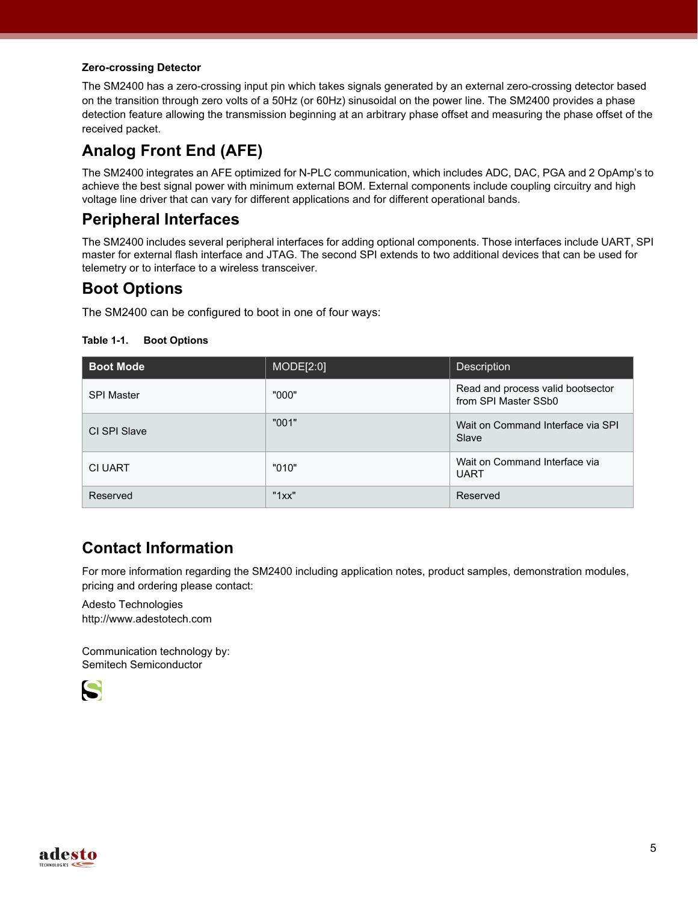**Zero-crossing Detector**

The SM2400 has a zero-crossing input pin which takes signals generated by an external zero-crossing detector based on the transition through zero volts of a 50Hz (or 60Hz) sinusoidal on the power line. The SM2400 provides a phase detection feature allowing the transmission beginning at an arbitrary phase offset and measuring the phase offset of the received packet.

## Analog Front End (AFE)

The SM2400 integrates an AFE optimized for N-PLC communication, which includes ADC, DAC, PGA and 2 OpAmp's to achieve the best signal power with minimum external BOM. External components include coupling circuitry and high voltage line driver that can vary for different applications and for different operational bands.

## Peripheral Interfaces

The SM2400 includes several peripheral interfaces for adding optional components. Those interfaces include UART, SPI master for external flash interface and JTAG. The second SPI extends to two additional devices that can be used for telemetry or to interface to a wireless transceiver.

## Boot Options

The SM2400 can be configured to boot in one of four ways:

**Table 1-1. Boot Options**

| Boot Mode | MODE[2:0] | Description |
|---|---|---|
| SPI Master | "000" | Read and process valid bootsector from SPI Master SSb0 |
| CI SPI Slave | "001" | Wait on Command Interface via SPI Slave |
| CI UART | "010" | Wait on Command Interface via UART |
| Reserved | "1xx" | Reserved |

## Contact Information

For more information regarding the SM2400 including application notes, product samples, demonstration modules, pricing and ordering please contact:

Adesto Technologies
http://www.adestotech.com

Communication technology by:
Semitech Semiconductor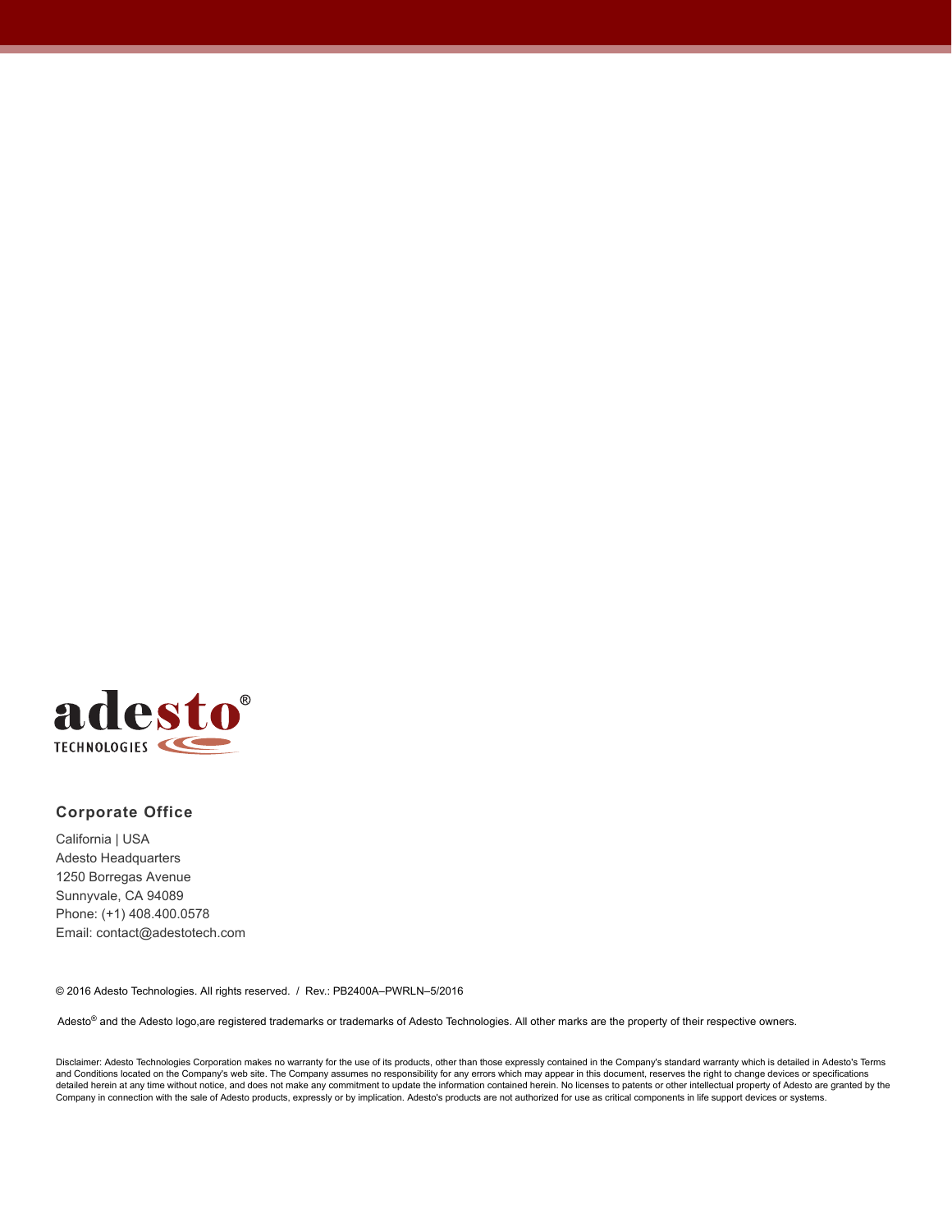adesto®
TECHNOLOGIES

**Corporate Office**

California | USA
Adesto Headquarters
1250 Borregas Avenue
Sunnyvale, CA 94089
Phone: (+1) 408.400.0578
Email: contact@adestotech.com

© 2016 Adesto Technologies. All rights reserved. / Rev.: PB2400A–PWRLN–5/2016

Adesto® and the Adesto logo,are registered trademarks or trademarks of Adesto Technologies. All other marks are the property of their respective owners.

Disclaimer: Adesto Technologies Corporation makes no warranty for the use of its products, other than those expressly contained in the Company's standard warranty which is detailed in Adesto's Terms and Conditions located on the Company's web site. The Company assumes no responsibility for any errors which may appear in this document, reserves the right to change devices or specifications detailed herein at any time without notice, and does not make any commitment to update the information contained herein. No licenses to patents or other intellectual property of Adesto are granted by the Company in connection with the sale of Adesto products, expressly or by implication. Adesto's products are not authorized for use as critical components in life support devices or systems.